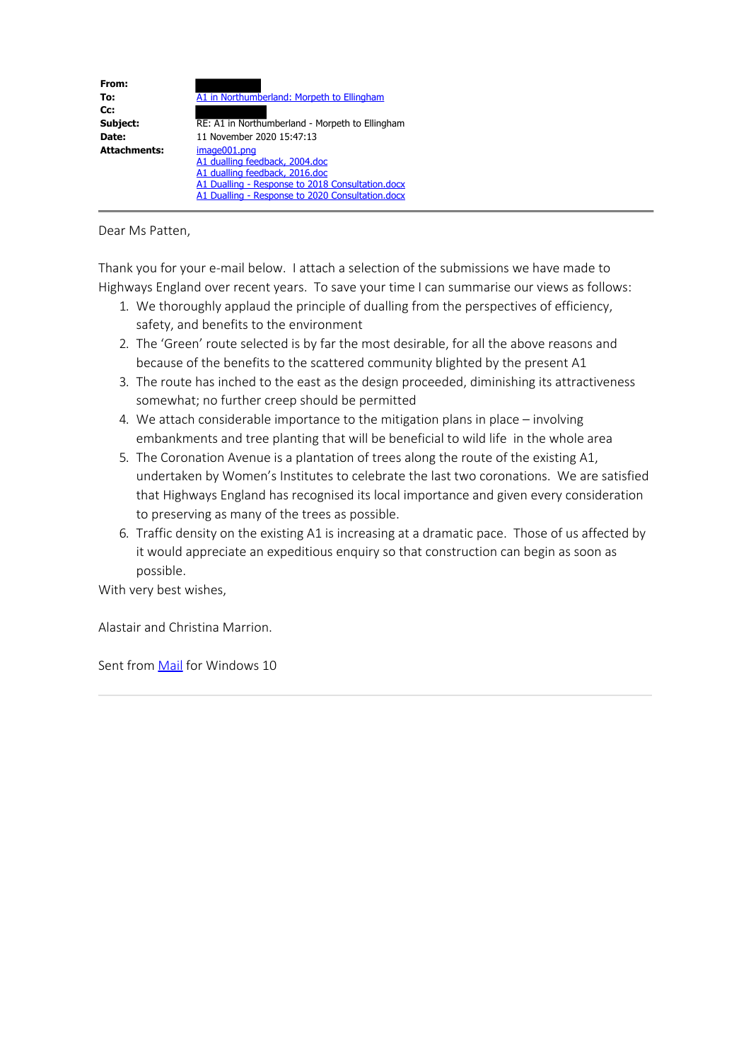| | |
|---|---|
| **From:** | |
| **To:** | A1 in Northumberland: Morpeth to Ellingham |
| **Cc:** | |
| **Subject:** | RE: A1 in Northumberland - Morpeth to Ellingham |
| **Date:** | 11 November 2020 15:47:13 |
| **Attachments:** | image001.png<br>A1 dualling feedback, 2004.doc<br>A1 dualling feedback, 2016.doc<br>A1 Dualling - Response to 2018 Consultation.docx<br>A1 Dualling - Response to 2020 Consultation.docx |

---

Dear Ms Patten,

Thank you for your e-mail below. I attach a selection of the submissions we have made to Highways England over recent years. To save your time I can summarise our views as follows:

1. We thoroughly applaud the principle of dualling from the perspectives of efficiency, safety, and benefits to the environment
2. The 'Green' route selected is by far the most desirable, for all the above reasons and because of the benefits to the scattered community blighted by the present A1
3. The route has inched to the east as the design proceeded, diminishing its attractiveness somewhat; no further creep should be permitted
4. We attach considerable importance to the mitigation plans in place – involving embankments and tree planting that will be beneficial to wild life in the whole area
5. The Coronation Avenue is a plantation of trees along the route of the existing A1, undertaken by Women's Institutes to celebrate the last two coronations. We are satisfied that Highways England has recognised its local importance and given every consideration to preserving as many of the trees as possible.
6. Traffic density on the existing A1 is increasing at a dramatic pace. Those of us affected by it would appreciate an expeditious enquiry so that construction can begin as soon as possible.

With very best wishes,

Alastair and Christina Marrion.

Sent from Mail for Windows 10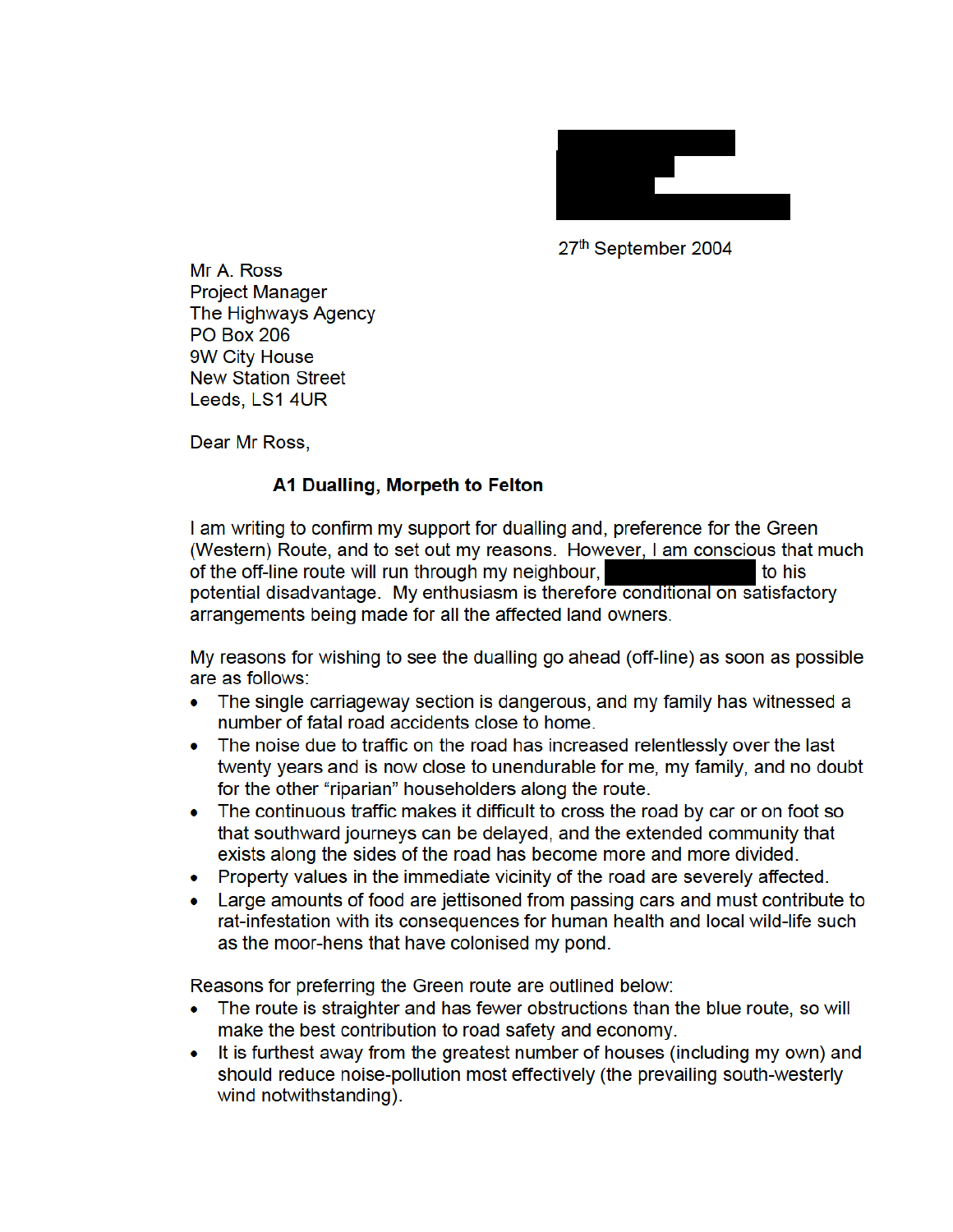27th September 2004

Mr A. Ross
Project Manager
The Highways Agency
PO Box 206
9W City House
New Station Street
Leeds, LS1 4UR

Dear Mr Ross,

**A1 Dualling, Morpeth to Felton**

I am writing to confirm my support for dualling and, preference for the Green (Western) Route, and to set out my reasons. However, I am conscious that much of the off-line route will run through my neighbour, ████████ to his potential disadvantage. My enthusiasm is therefore conditional on satisfactory arrangements being made for all the affected land owners.

My reasons for wishing to see the dualling go ahead (off-line) as soon as possible are as follows:

- The single carriageway section is dangerous, and my family has witnessed a number of fatal road accidents close to home.
- The noise due to traffic on the road has increased relentlessly over the last twenty years and is now close to unendurable for me, my family, and no doubt for the other "riparian" householders along the route.
- The continuous traffic makes it difficult to cross the road by car or on foot so that southward journeys can be delayed, and the extended community that exists along the sides of the road has become more and more divided.
- Property values in the immediate vicinity of the road are severely affected.
- Large amounts of food are jettisoned from passing cars and must contribute to rat-infestation with its consequences for human health and local wild-life such as the moor-hens that have colonised my pond.

Reasons for preferring the Green route are outlined below:

- The route is straighter and has fewer obstructions than the blue route, so will make the best contribution to road safety and economy.
- It is furthest away from the greatest number of houses (including my own) and should reduce noise-pollution most effectively (the prevailing south-westerly wind notwithstanding).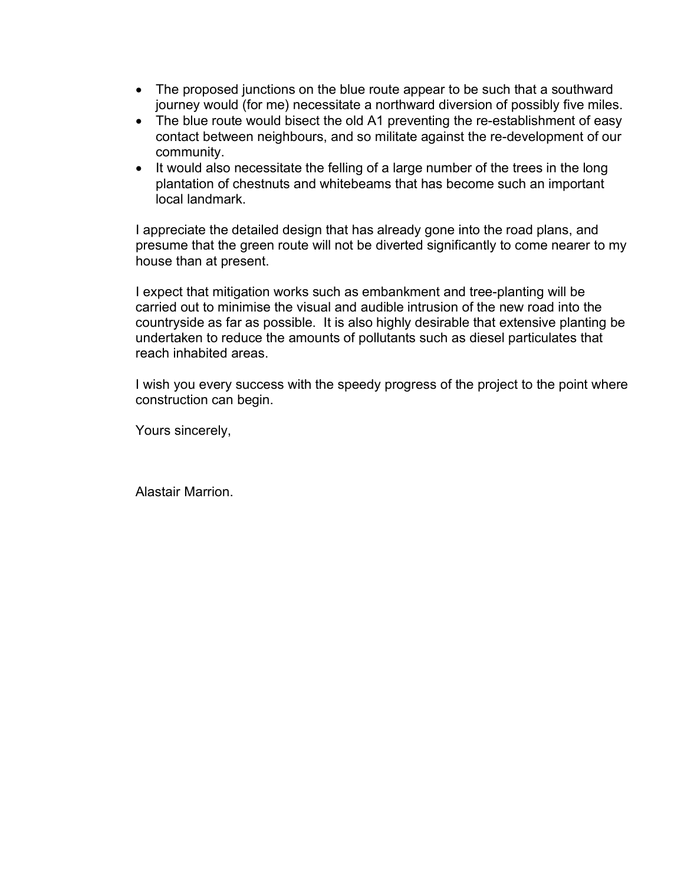- The proposed junctions on the blue route appear to be such that a southward journey would (for me) necessitate a northward diversion of possibly five miles.
- The blue route would bisect the old A1 preventing the re-establishment of easy contact between neighbours, and so militate against the re-development of our community.
- It would also necessitate the felling of a large number of the trees in the long plantation of chestnuts and whitebeams that has become such an important local landmark.

I appreciate the detailed design that has already gone into the road plans, and presume that the green route will not be diverted significantly to come nearer to my house than at present.

I expect that mitigation works such as embankment and tree-planting will be carried out to minimise the visual and audible intrusion of the new road into the countryside as far as possible. It is also highly desirable that extensive planting be undertaken to reduce the amounts of pollutants such as diesel particulates that reach inhabited areas.

I wish you every success with the speedy progress of the project to the point where construction can begin.

Yours sincerely,

Alastair Marrion.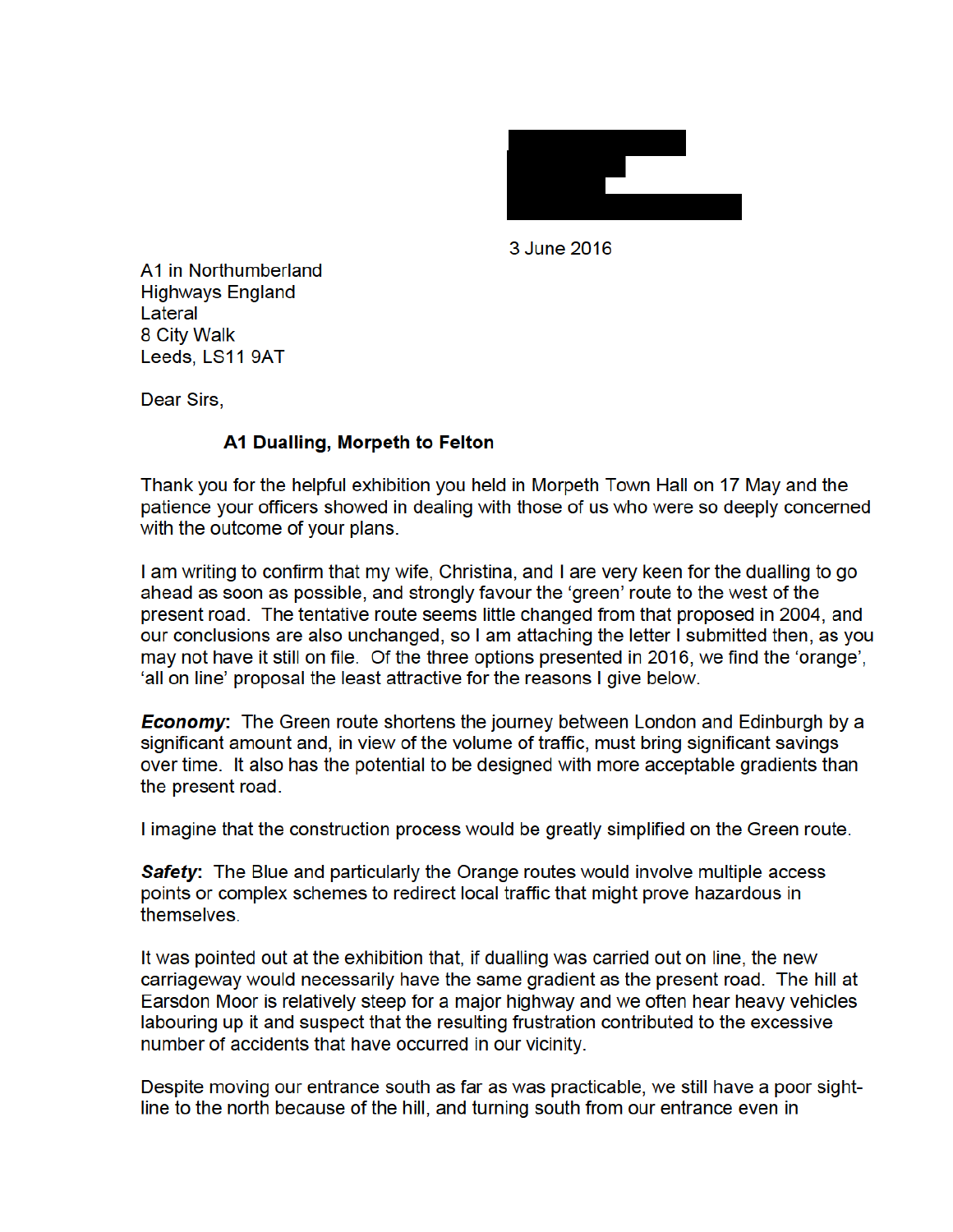3 June 2016

A1 in Northumberland
Highways England
Lateral
8 City Walk
Leeds, LS11 9AT

Dear Sirs,

**A1 Dualling, Morpeth to Felton**

Thank you for the helpful exhibition you held in Morpeth Town Hall on 17 May and the patience your officers showed in dealing with those of us who were so deeply concerned with the outcome of your plans.

I am writing to confirm that my wife, Christina, and I are very keen for the dualling to go ahead as soon as possible, and strongly favour the 'green' route to the west of the present road. The tentative route seems little changed from that proposed in 2004, and our conclusions are also unchanged, so I am attaching the letter I submitted then, as you may not have it still on file. Of the three options presented in 2016, we find the 'orange', 'all on line' proposal the least attractive for the reasons I give below.

***Economy***: The Green route shortens the journey between London and Edinburgh by a significant amount and, in view of the volume of traffic, must bring significant savings over time. It also has the potential to be designed with more acceptable gradients than the present road.

I imagine that the construction process would be greatly simplified on the Green route.

***Safety***: The Blue and particularly the Orange routes would involve multiple access points or complex schemes to redirect local traffic that might prove hazardous in themselves.

It was pointed out at the exhibition that, if dualling was carried out on line, the new carriageway would necessarily have the same gradient as the present road. The hill at Earsdon Moor is relatively steep for a major highway and we often hear heavy vehicles labouring up it and suspect that the resulting frustration contributed to the excessive number of accidents that have occurred in our vicinity.

Despite moving our entrance south as far as was practicable, we still have a poor sight-line to the north because of the hill, and turning south from our entrance even in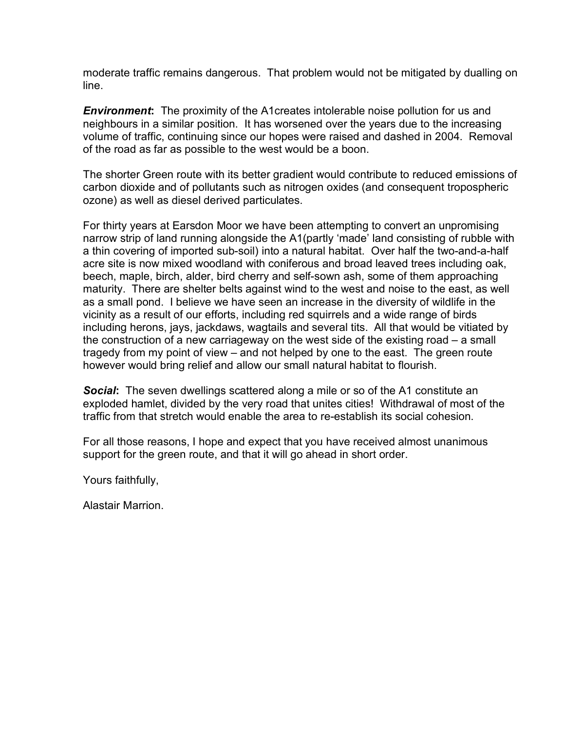moderate traffic remains dangerous. That problem would not be mitigated by dualling on line.

***Environment*:** The proximity of the A1creates intolerable noise pollution for us and neighbours in a similar position. It has worsened over the years due to the increasing volume of traffic, continuing since our hopes were raised and dashed in 2004. Removal of the road as far as possible to the west would be a boon.

The shorter Green route with its better gradient would contribute to reduced emissions of carbon dioxide and of pollutants such as nitrogen oxides (and consequent tropospheric ozone) as well as diesel derived particulates.

For thirty years at Earsdon Moor we have been attempting to convert an unpromising narrow strip of land running alongside the A1(partly 'made' land consisting of rubble with a thin covering of imported sub-soil) into a natural habitat. Over half the two-and-a-half acre site is now mixed woodland with coniferous and broad leaved trees including oak, beech, maple, birch, alder, bird cherry and self-sown ash, some of them approaching maturity. There are shelter belts against wind to the west and noise to the east, as well as a small pond. I believe we have seen an increase in the diversity of wildlife in the vicinity as a result of our efforts, including red squirrels and a wide range of birds including herons, jays, jackdaws, wagtails and several tits. All that would be vitiated by the construction of a new carriageway on the west side of the existing road – a small tragedy from my point of view – and not helped by one to the east. The green route however would bring relief and allow our small natural habitat to flourish.

***Social*:** The seven dwellings scattered along a mile or so of the A1 constitute an exploded hamlet, divided by the very road that unites cities! Withdrawal of most of the traffic from that stretch would enable the area to re-establish its social cohesion.

For all those reasons, I hope and expect that you have received almost unanimous support for the green route, and that it will go ahead in short order.

Yours faithfully,

Alastair Marrion.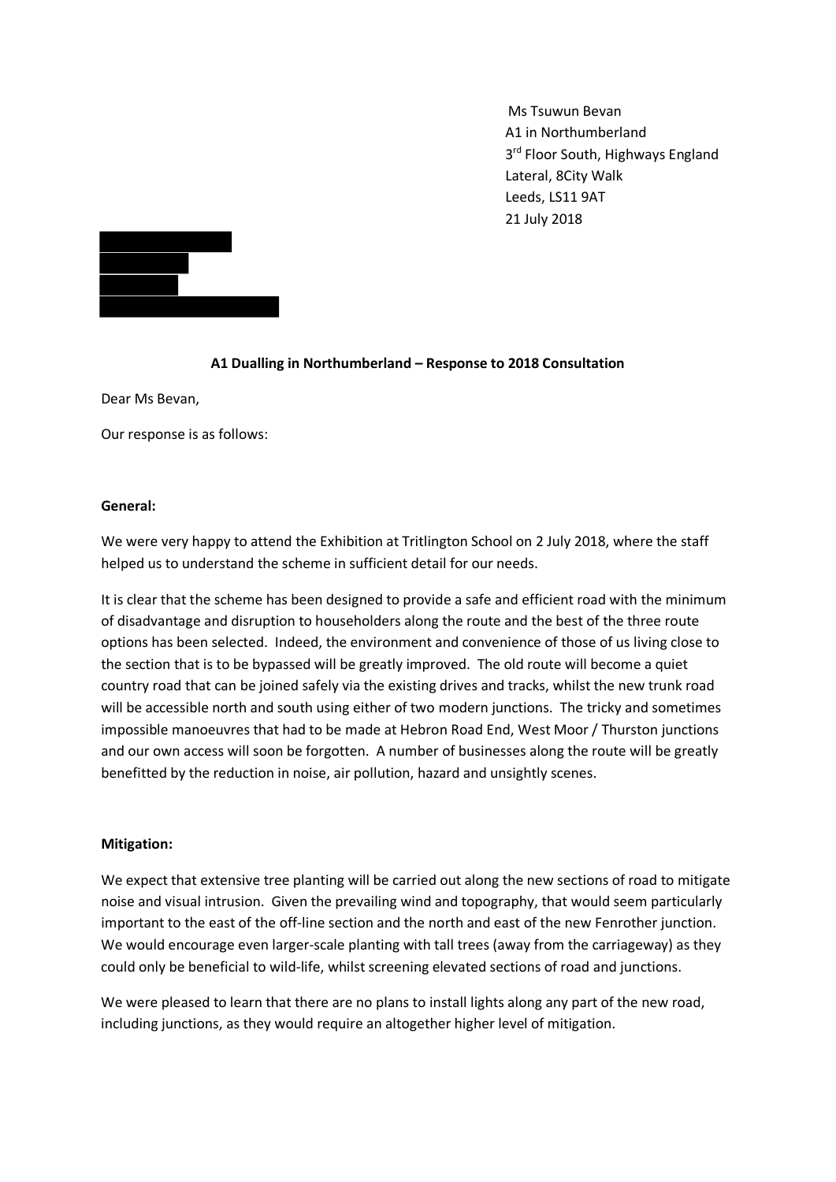Ms Tsuwun Bevan
A1 in Northumberland
3rd Floor South, Highways England
Lateral, 8City Walk
Leeds, LS11 9AT
21 July 2018

**A1 Dualling in Northumberland – Response to 2018 Consultation**

Dear Ms Bevan,

Our response is as follows:

**General:**

We were very happy to attend the Exhibition at Tritlington School on 2 July 2018, where the staff helped us to understand the scheme in sufficient detail for our needs.

It is clear that the scheme has been designed to provide a safe and efficient road with the minimum of disadvantage and disruption to householders along the route and the best of the three route options has been selected. Indeed, the environment and convenience of those of us living close to the section that is to be bypassed will be greatly improved. The old route will become a quiet country road that can be joined safely via the existing drives and tracks, whilst the new trunk road will be accessible north and south using either of two modern junctions. The tricky and sometimes impossible manoeuvres that had to be made at Hebron Road End, West Moor / Thurston junctions and our own access will soon be forgotten. A number of businesses along the route will be greatly benefitted by the reduction in noise, air pollution, hazard and unsightly scenes.

**Mitigation:**

We expect that extensive tree planting will be carried out along the new sections of road to mitigate noise and visual intrusion. Given the prevailing wind and topography, that would seem particularly important to the east of the off-line section and the north and east of the new Fenrother junction. We would encourage even larger-scale planting with tall trees (away from the carriageway) as they could only be beneficial to wild-life, whilst screening elevated sections of road and junctions.

We were pleased to learn that there are no plans to install lights along any part of the new road, including junctions, as they would require an altogether higher level of mitigation.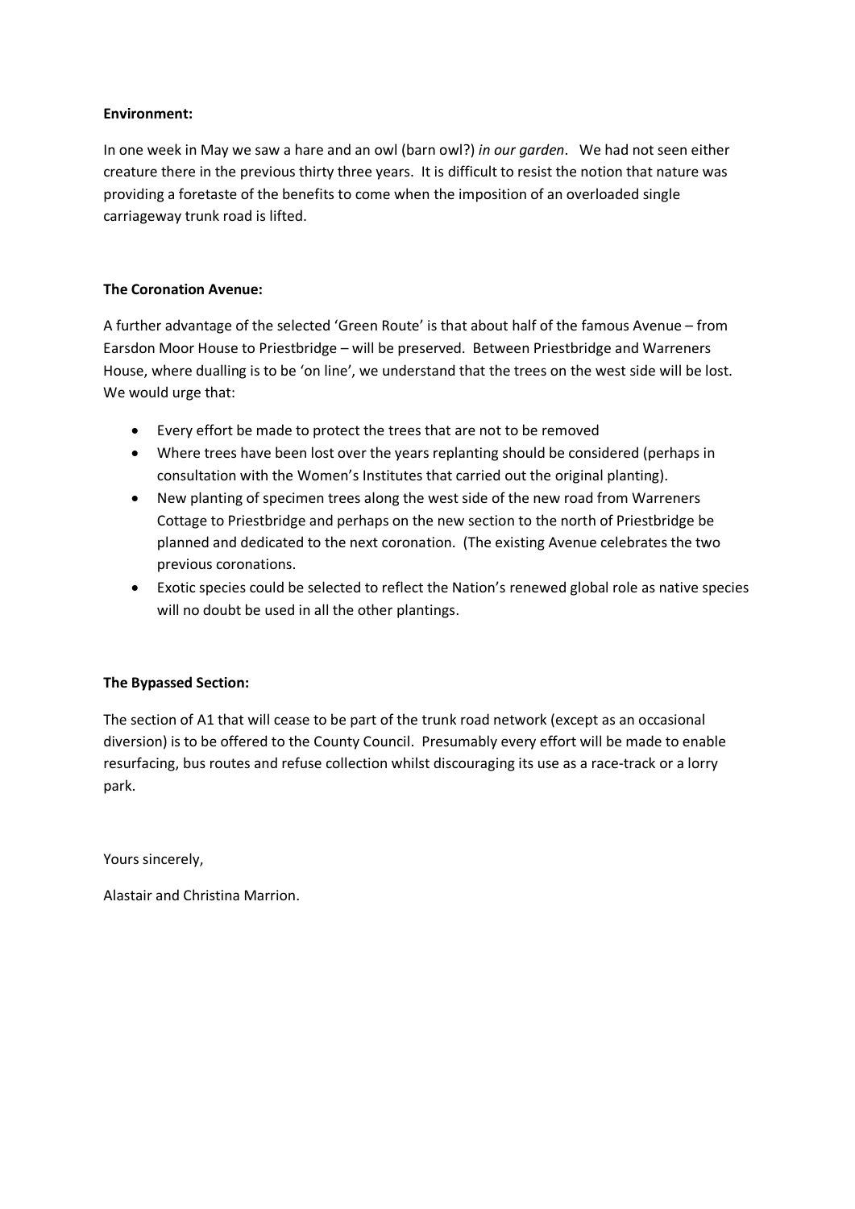**Environment:**

In one week in May we saw a hare and an owl (barn owl?) *in our garden*. We had not seen either creature there in the previous thirty three years. It is difficult to resist the notion that nature was providing a foretaste of the benefits to come when the imposition of an overloaded single carriageway trunk road is lifted.

**The Coronation Avenue:**

A further advantage of the selected 'Green Route' is that about half of the famous Avenue – from Earsdon Moor House to Priestbridge – will be preserved. Between Priestbridge and Warreners House, where dualling is to be 'on line', we understand that the trees on the west side will be lost. We would urge that:

- Every effort be made to protect the trees that are not to be removed
- Where trees have been lost over the years replanting should be considered (perhaps in consultation with the Women's Institutes that carried out the original planting).
- New planting of specimen trees along the west side of the new road from Warreners Cottage to Priestbridge and perhaps on the new section to the north of Priestbridge be planned and dedicated to the next coronation. (The existing Avenue celebrates the two previous coronations.
- Exotic species could be selected to reflect the Nation's renewed global role as native species will no doubt be used in all the other plantings.

**The Bypassed Section:**

The section of A1 that will cease to be part of the trunk road network (except as an occasional diversion) is to be offered to the County Council. Presumably every effort will be made to enable resurfacing, bus routes and refuse collection whilst discouraging its use as a race-track or a lorry park.

Yours sincerely,

Alastair and Christina Marrion.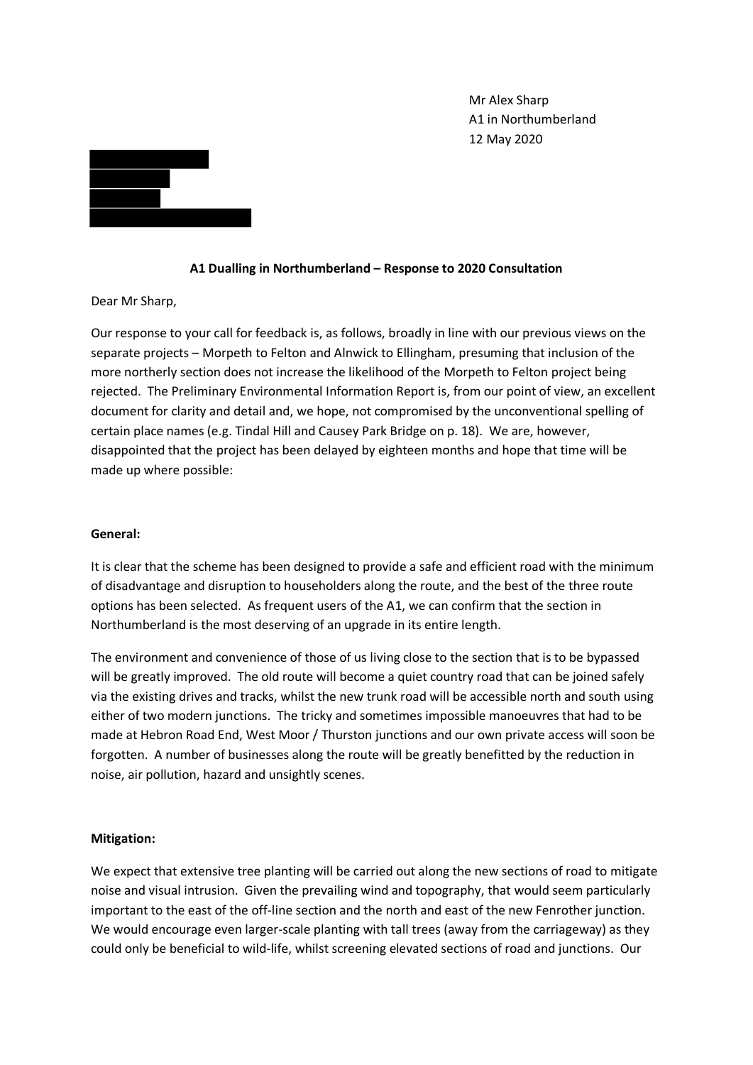Mr Alex Sharp
A1 in Northumberland
12 May 2020

**A1 Dualling in Northumberland – Response to 2020 Consultation**

Dear Mr Sharp,

Our response to your call for feedback is, as follows, broadly in line with our previous views on the separate projects – Morpeth to Felton and Alnwick to Ellingham, presuming that inclusion of the more northerly section does not increase the likelihood of the Morpeth to Felton project being rejected. The Preliminary Environmental Information Report is, from our point of view, an excellent document for clarity and detail and, we hope, not compromised by the unconventional spelling of certain place names (e.g. Tindal Hill and Causey Park Bridge on p. 18). We are, however, disappointed that the project has been delayed by eighteen months and hope that time will be made up where possible:

**General:**

It is clear that the scheme has been designed to provide a safe and efficient road with the minimum of disadvantage and disruption to householders along the route, and the best of the three route options has been selected. As frequent users of the A1, we can confirm that the section in Northumberland is the most deserving of an upgrade in its entire length.

The environment and convenience of those of us living close to the section that is to be bypassed will be greatly improved. The old route will become a quiet country road that can be joined safely via the existing drives and tracks, whilst the new trunk road will be accessible north and south using either of two modern junctions. The tricky and sometimes impossible manoeuvres that had to be made at Hebron Road End, West Moor / Thurston junctions and our own private access will soon be forgotten. A number of businesses along the route will be greatly benefitted by the reduction in noise, air pollution, hazard and unsightly scenes.

**Mitigation:**

We expect that extensive tree planting will be carried out along the new sections of road to mitigate noise and visual intrusion. Given the prevailing wind and topography, that would seem particularly important to the east of the off-line section and the north and east of the new Fenrother junction. We would encourage even larger-scale planting with tall trees (away from the carriageway) as they could only be beneficial to wild-life, whilst screening elevated sections of road and junctions. Our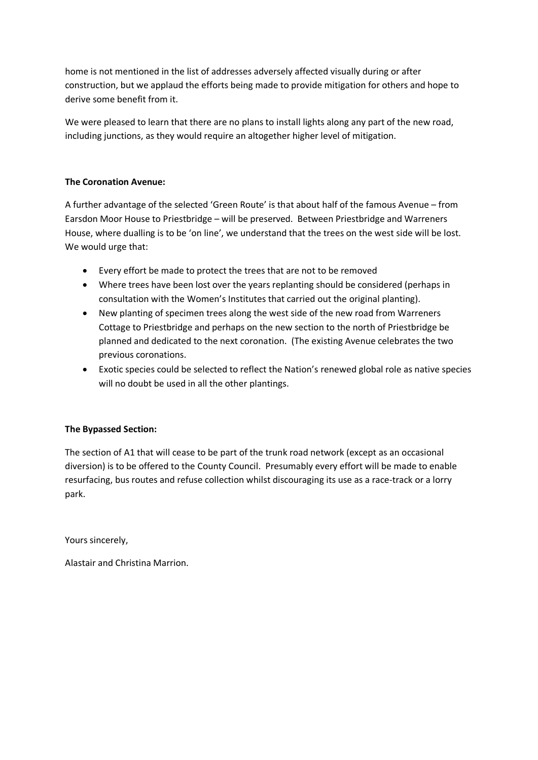home is not mentioned in the list of addresses adversely affected visually during or after construction, but we applaud the efforts being made to provide mitigation for others and hope to derive some benefit from it.

We were pleased to learn that there are no plans to install lights along any part of the new road, including junctions, as they would require an altogether higher level of mitigation.

**The Coronation Avenue:**

A further advantage of the selected 'Green Route' is that about half of the famous Avenue – from Earsdon Moor House to Priestbridge – will be preserved. Between Priestbridge and Warreners House, where dualling is to be 'on line', we understand that the trees on the west side will be lost. We would urge that:

- Every effort be made to protect the trees that are not to be removed
- Where trees have been lost over the years replanting should be considered (perhaps in consultation with the Women's Institutes that carried out the original planting).
- New planting of specimen trees along the west side of the new road from Warreners Cottage to Priestbridge and perhaps on the new section to the north of Priestbridge be planned and dedicated to the next coronation. (The existing Avenue celebrates the two previous coronations.
- Exotic species could be selected to reflect the Nation's renewed global role as native species will no doubt be used in all the other plantings.

**The Bypassed Section:**

The section of A1 that will cease to be part of the trunk road network (except as an occasional diversion) is to be offered to the County Council. Presumably every effort will be made to enable resurfacing, bus routes and refuse collection whilst discouraging its use as a race-track or a lorry park.

Yours sincerely,

Alastair and Christina Marrion.